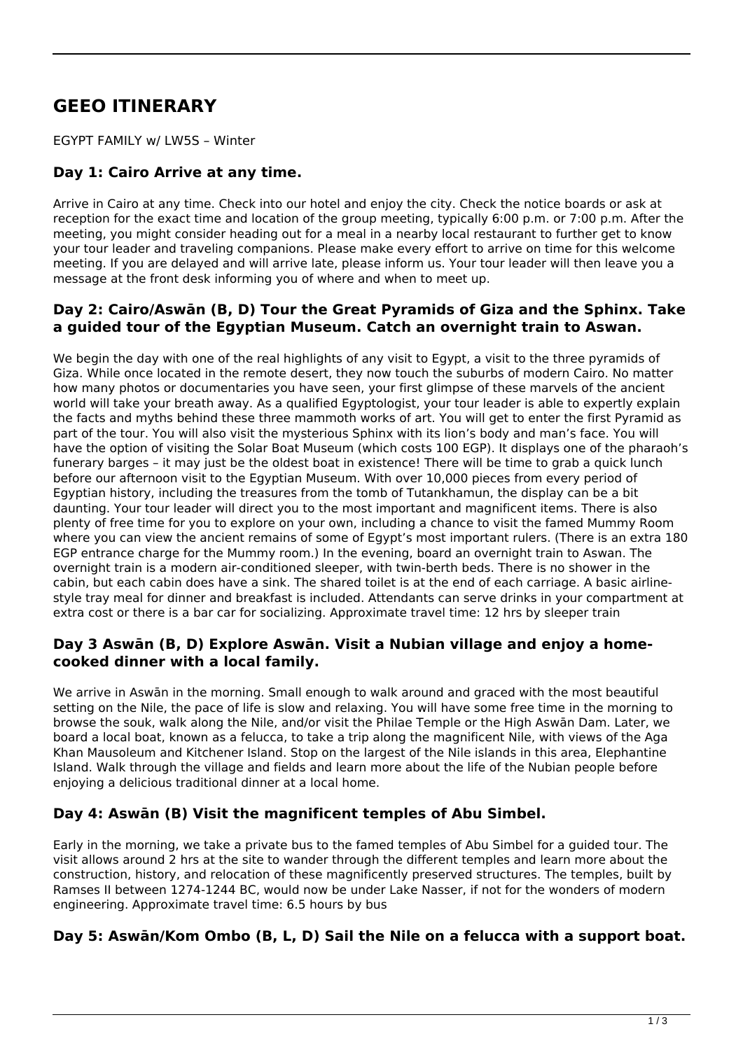# GEEO ITINERARY

EGYPT FAMILY w/ LW5S – Winter

## Day 1: Cairo Arrive at any time.

Arrive in Cairo at any time. Check into our hotel and enjoy the city. Check the notice boards or ask at reception for the exact time and location of the group meeting, typically 6:00 p.m. or 7:00 p.m. After the meeting, you might consider heading out for a meal in a nearby local restaurant to further get to know your tour leader and traveling companions. Please make every effort to arrive on time for this welcome meeting. If you are delayed and will arrive late, please inform us. Your tour leader will then leave you a message at the front desk informing you of where and when to meet up.

## Day 2: Cairo/Aswān (B, D) Tour the Great Pyramids of Giza and the Sphinx. Take a guided tour of the Egyptian Museum. Catch an overnight train to Aswan.

We begin the day with one of the real highlights of any visit to Egypt, a visit to the three pyramids of Giza. While once located in the remote desert, they now touch the suburbs of modern Cairo. No matter how many photos or documentaries you have seen, your first glimpse of these marvels of the ancient world will take your breath away. As a qualified Egyptologist, your tour leader is able to expertly explain the facts and myths behind these three mammoth works of art. You will get to enter the first Pyramid as part of the tour. You will also visit the mysterious Sphinx with its lion's body and man's face. You will have the option of visiting the Solar Boat Museum (which costs 100 EGP). It displays one of the pharaoh's funerary barges – it may just be the oldest boat in existence! There will be time to grab a quick lunch before our afternoon visit to the Egyptian Museum. With over 10,000 pieces from every period of Egyptian history, including the treasures from the tomb of Tutankhamun, the display can be a bit daunting. Your tour leader will direct you to the most important and magnificent items. There is also plenty of free time for you to explore on your own, including a chance to visit the famed Mummy Room where you can view the ancient remains of some of Egypt's most important rulers. (There is an extra 180 EGP entrance charge for the Mummy room.) In the evening, board an overnight train to Aswan. The overnight train is a modern air-conditioned sleeper, with twin-berth beds. There is no shower in the cabin, but each cabin does have a sink. The shared toilet is at the end of each carriage. A basic airline-style tray meal for dinner and breakfast is included. Attendants can serve drinks in your compartment at extra cost or there is a bar car for socializing. Approximate travel time: 12 hrs by sleeper train

## Day 3 Aswān (B, D) Explore Aswān. Visit a Nubian village and enjoy a home-cooked dinner with a local family.

We arrive in Aswān in the morning. Small enough to walk around and graced with the most beautiful setting on the Nile, the pace of life is slow and relaxing. You will have some free time in the morning to browse the souk, walk along the Nile, and/or visit the Philae Temple or the High Aswān Dam. Later, we board a local boat, known as a felucca, to take a trip along the magnificent Nile, with views of the Aga Khan Mausoleum and Kitchener Island. Stop on the largest of the Nile islands in this area, Elephantine Island. Walk through the village and fields and learn more about the life of the Nubian people before enjoying a delicious traditional dinner at a local home.

## Day 4: Aswān (B) Visit the magnificent temples of Abu Simbel.

Early in the morning, we take a private bus to the famed temples of Abu Simbel for a guided tour. The visit allows around 2 hrs at the site to wander through the different temples and learn more about the construction, history, and relocation of these magnificently preserved structures. The temples, built by Ramses II between 1274-1244 BC, would now be under Lake Nasser, if not for the wonders of modern engineering. Approximate travel time: 6.5 hours by bus

## Day 5: Aswān/Kom Ombo (B, L, D) Sail the Nile on a felucca with a support boat.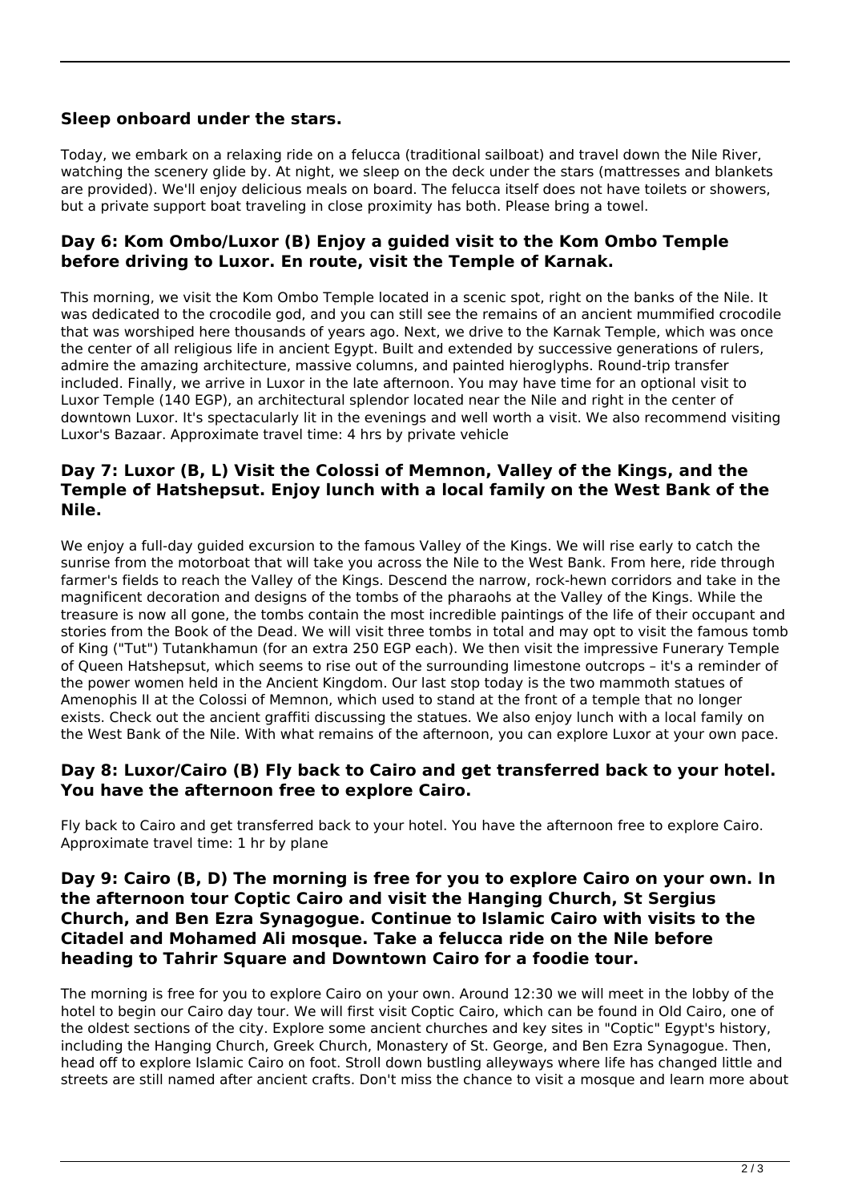### Sleep onboard under the stars.

Today, we embark on a relaxing ride on a felucca (traditional sailboat) and travel down the Nile River, watching the scenery glide by. At night, we sleep on the deck under the stars (mattresses and blankets are provided). We'll enjoy delicious meals on board. The felucca itself does not have toilets or showers, but a private support boat traveling in close proximity has both. Please bring a towel.

### Day 6: Kom Ombo/Luxor (B) Enjoy a guided visit to the Kom Ombo Temple before driving to Luxor. En route, visit the Temple of Karnak.

This morning, we visit the Kom Ombo Temple located in a scenic spot, right on the banks of the Nile. It was dedicated to the crocodile god, and you can still see the remains of an ancient mummified crocodile that was worshiped here thousands of years ago. Next, we drive to the Karnak Temple, which was once the center of all religious life in ancient Egypt. Built and extended by successive generations of rulers, admire the amazing architecture, massive columns, and painted hieroglyphs. Round-trip transfer included. Finally, we arrive in Luxor in the late afternoon. You may have time for an optional visit to Luxor Temple (140 EGP), an architectural splendor located near the Nile and right in the center of downtown Luxor. It's spectacularly lit in the evenings and well worth a visit. We also recommend visiting Luxor's Bazaar. Approximate travel time: 4 hrs by private vehicle

### Day 7: Luxor (B, L) Visit the Colossi of Memnon, Valley of the Kings, and the Temple of Hatshepsut. Enjoy lunch with a local family on the West Bank of the Nile.

We enjoy a full-day guided excursion to the famous Valley of the Kings. We will rise early to catch the sunrise from the motorboat that will take you across the Nile to the West Bank. From here, ride through farmer's fields to reach the Valley of the Kings. Descend the narrow, rock-hewn corridors and take in the magnificent decoration and designs of the tombs of the pharaohs at the Valley of the Kings. While the treasure is now all gone, the tombs contain the most incredible paintings of the life of their occupant and stories from the Book of the Dead. We will visit three tombs in total and may opt to visit the famous tomb of King ("Tut") Tutankhamun (for an extra 250 EGP each). We then visit the impressive Funerary Temple of Queen Hatshepsut, which seems to rise out of the surrounding limestone outcrops – it's a reminder of the power women held in the Ancient Kingdom. Our last stop today is the two mammoth statues of Amenophis II at the Colossi of Memnon, which used to stand at the front of a temple that no longer exists. Check out the ancient graffiti discussing the statues. We also enjoy lunch with a local family on the West Bank of the Nile. With what remains of the afternoon, you can explore Luxor at your own pace.

### Day 8: Luxor/Cairo (B) Fly back to Cairo and get transferred back to your hotel. You have the afternoon free to explore Cairo.

Fly back to Cairo and get transferred back to your hotel. You have the afternoon free to explore Cairo. Approximate travel time: 1 hr by plane

### Day 9: Cairo (B, D) The morning is free for you to explore Cairo on your own. In the afternoon tour Coptic Cairo and visit the Hanging Church, St Sergius Church, and Ben Ezra Synagogue. Continue to Islamic Cairo with visits to the Citadel and Mohamed Ali mosque. Take a felucca ride on the Nile before heading to Tahrir Square and Downtown Cairo for a foodie tour.

The morning is free for you to explore Cairo on your own. Around 12:30 we will meet in the lobby of the hotel to begin our Cairo day tour. We will first visit Coptic Cairo, which can be found in Old Cairo, one of the oldest sections of the city. Explore some ancient churches and key sites in "Coptic" Egypt's history, including the Hanging Church, Greek Church, Monastery of St. George, and Ben Ezra Synagogue. Then, head off to explore Islamic Cairo on foot. Stroll down bustling alleyways where life has changed little and streets are still named after ancient crafts. Don't miss the chance to visit a mosque and learn more about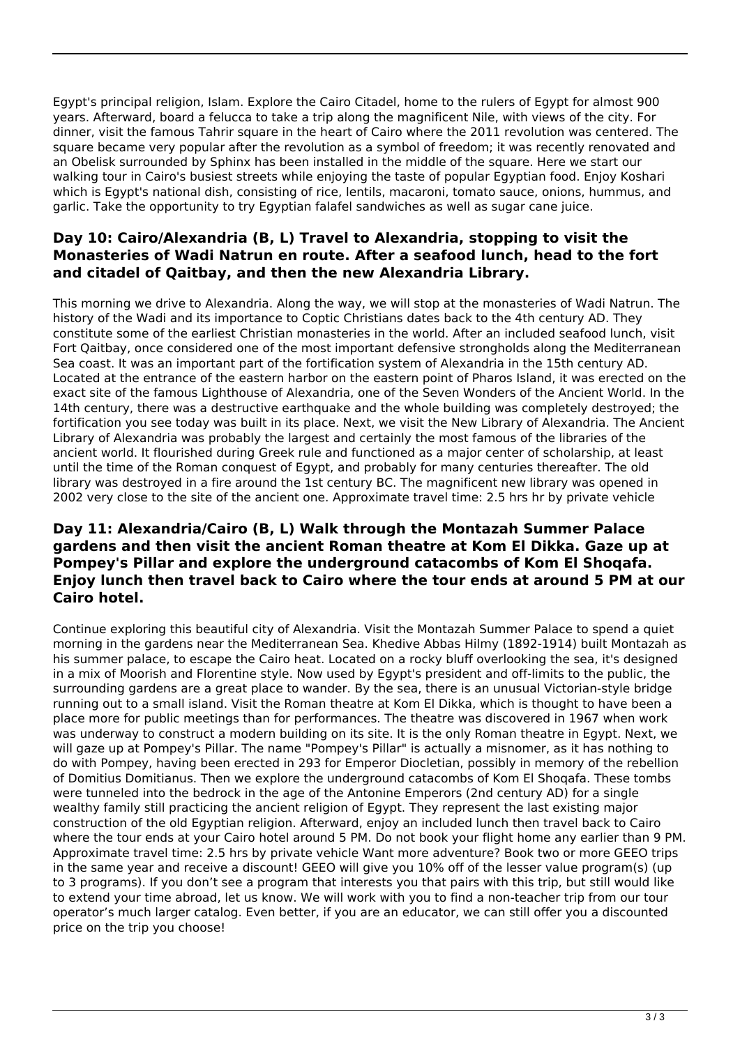Egypt's principal religion, Islam. Explore the Cairo Citadel, home to the rulers of Egypt for almost 900 years. Afterward, board a felucca to take a trip along the magnificent Nile, with views of the city. For dinner, visit the famous Tahrir square in the heart of Cairo where the 2011 revolution was centered. The square became very popular after the revolution as a symbol of freedom; it was recently renovated and an Obelisk surrounded by Sphinx has been installed in the middle of the square. Here we start our walking tour in Cairo's busiest streets while enjoying the taste of popular Egyptian food. Enjoy Koshari which is Egypt's national dish, consisting of rice, lentils, macaroni, tomato sauce, onions, hummus, and garlic. Take the opportunity to try Egyptian falafel sandwiches as well as sugar cane juice.

### Day 10: Cairo/Alexandria (B, L) Travel to Alexandria, stopping to visit the Monasteries of Wadi Natrun en route. After a seafood lunch, head to the fort and citadel of Qaitbay, and then the new Alexandria Library.

This morning we drive to Alexandria. Along the way, we will stop at the monasteries of Wadi Natrun. The history of the Wadi and its importance to Coptic Christians dates back to the 4th century AD. They constitute some of the earliest Christian monasteries in the world. After an included seafood lunch, visit Fort Qaitbay, once considered one of the most important defensive strongholds along the Mediterranean Sea coast. It was an important part of the fortification system of Alexandria in the 15th century AD. Located at the entrance of the eastern harbor on the eastern point of Pharos Island, it was erected on the exact site of the famous Lighthouse of Alexandria, one of the Seven Wonders of the Ancient World. In the 14th century, there was a destructive earthquake and the whole building was completely destroyed; the fortification you see today was built in its place. Next, we visit the New Library of Alexandria. The Ancient Library of Alexandria was probably the largest and certainly the most famous of the libraries of the ancient world. It flourished during Greek rule and functioned as a major center of scholarship, at least until the time of the Roman conquest of Egypt, and probably for many centuries thereafter. The old library was destroyed in a fire around the 1st century BC. The magnificent new library was opened in 2002 very close to the site of the ancient one. Approximate travel time: 2.5 hrs hr by private vehicle

### Day 11: Alexandria/Cairo (B, L) Walk through the Montazah Summer Palace gardens and then visit the ancient Roman theatre at Kom El Dikka. Gaze up at Pompey's Pillar and explore the underground catacombs of Kom El Shoqafa. Enjoy lunch then travel back to Cairo where the tour ends at around 5 PM at our Cairo hotel.

Continue exploring this beautiful city of Alexandria. Visit the Montazah Summer Palace to spend a quiet morning in the gardens near the Mediterranean Sea. Khedive Abbas Hilmy (1892-1914) built Montazah as his summer palace, to escape the Cairo heat. Located on a rocky bluff overlooking the sea, it's designed in a mix of Moorish and Florentine style. Now used by Egypt's president and off-limits to the public, the surrounding gardens are a great place to wander. By the sea, there is an unusual Victorian-style bridge running out to a small island. Visit the Roman theatre at Kom El Dikka, which is thought to have been a place more for public meetings than for performances. The theatre was discovered in 1967 when work was underway to construct a modern building on its site. It is the only Roman theatre in Egypt. Next, we will gaze up at Pompey's Pillar. The name "Pompey's Pillar" is actually a misnomer, as it has nothing to do with Pompey, having been erected in 293 for Emperor Diocletian, possibly in memory of the rebellion of Domitius Domitianus. Then we explore the underground catacombs of Kom El Shoqafa. These tombs were tunneled into the bedrock in the age of the Antonine Emperors (2nd century AD) for a single wealthy family still practicing the ancient religion of Egypt. They represent the last existing major construction of the old Egyptian religion. Afterward, enjoy an included lunch then travel back to Cairo where the tour ends at your Cairo hotel around 5 PM. Do not book your flight home any earlier than 9 PM. Approximate travel time: 2.5 hrs by private vehicle Want more adventure? Book two or more GEEO trips in the same year and receive a discount! GEEO will give you 10% off of the lesser value program(s) (up to 3 programs). If you don't see a program that interests you that pairs with this trip, but still would like to extend your time abroad, let us know. We will work with you to find a non-teacher trip from our tour operator's much larger catalog. Even better, if you are an educator, we can still offer you a discounted price on the trip you choose!